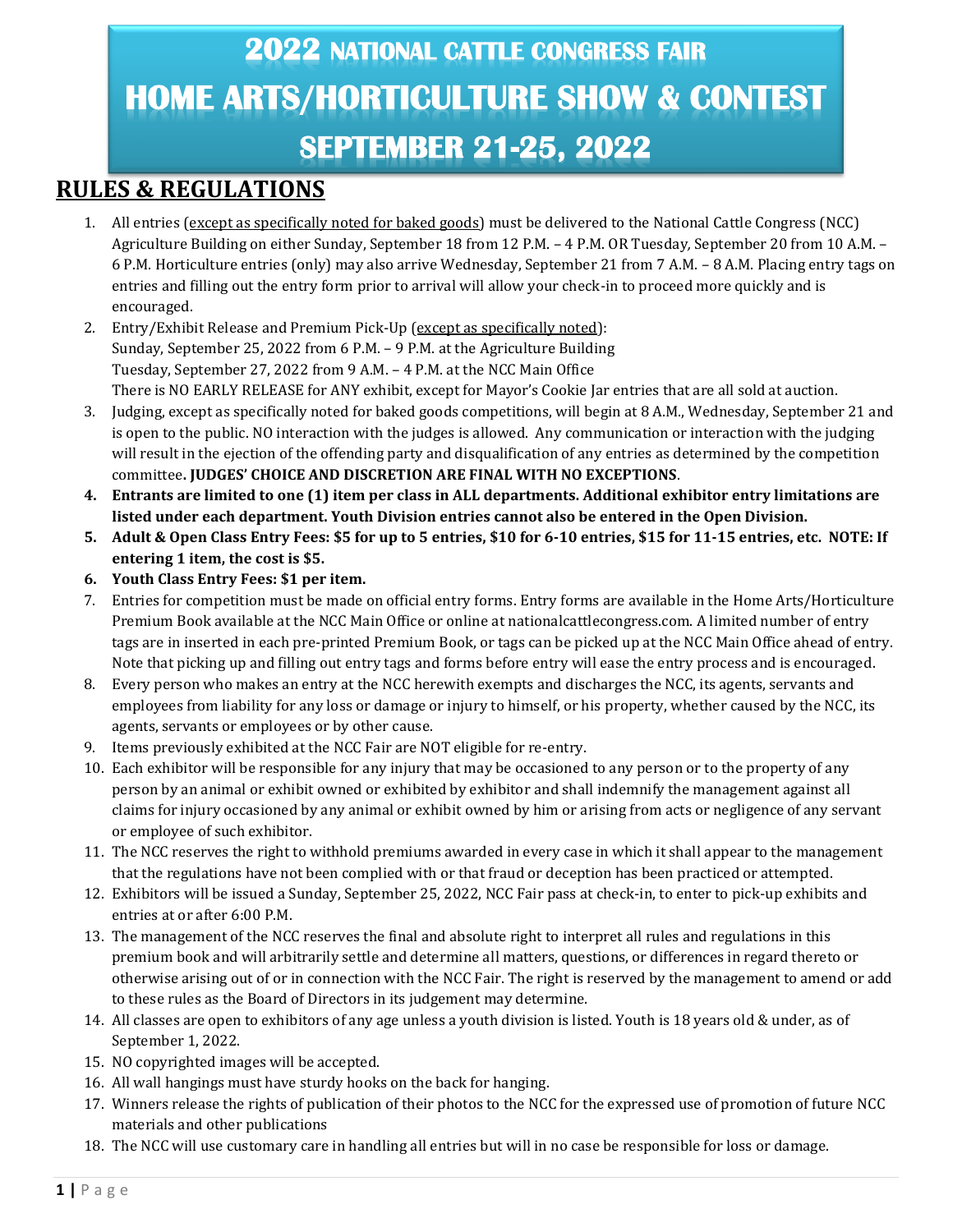# 2022 NATIONAL CATTLE CONGRESS FAIR
# HOME ARTS/HORTICULTURE SHOW & CONTEST
# SEPTEMBER 21-25, 2022

## RULES & REGULATIONS

1. All entries (except as specifically noted for baked goods) must be delivered to the National Cattle Congress (NCC) Agriculture Building on either Sunday, September 18 from 12 P.M. – 4 P.M. OR Tuesday, September 20 from 10 A.M. – 6 P.M. Horticulture entries (only) may also arrive Wednesday, September 21 from 7 A.M. – 8 A.M. Placing entry tags on entries and filling out the entry form prior to arrival will allow your check-in to proceed more quickly and is encouraged.
2. Entry/Exhibit Release and Premium Pick-Up (except as specifically noted):
   Sunday, September 25, 2022 from 6 P.M. – 9 P.M. at the Agriculture Building
   Tuesday, September 27, 2022 from 9 A.M. – 4 P.M. at the NCC Main Office
   There is NO EARLY RELEASE for ANY exhibit, except for Mayor's Cookie Jar entries that are all sold at auction.
3. Judging, except as specifically noted for baked goods competitions, will begin at 8 A.M., Wednesday, September 21 and is open to the public. NO interaction with the judges is allowed. Any communication or interaction with the judging will result in the ejection of the offending party and disqualification of any entries as determined by the competition committee**. JUDGES' CHOICE AND DISCRETION ARE FINAL WITH NO EXCEPTIONS**.
4. **Entrants are limited to one (1) item per class in ALL departments. Additional exhibitor entry limitations are listed under each department. Youth Division entries cannot also be entered in the Open Division.**
5. **Adult & Open Class Entry Fees: $5 for up to 5 entries, $10 for 6-10 entries, $15 for 11-15 entries, etc. NOTE: If entering 1 item, the cost is $5.**
6. **Youth Class Entry Fees: $1 per item.**
7. Entries for competition must be made on official entry forms. Entry forms are available in the Home Arts/Horticulture Premium Book available at the NCC Main Office or online at nationalcattlecongress.com. A limited number of entry tags are in inserted in each pre-printed Premium Book, or tags can be picked up at the NCC Main Office ahead of entry. Note that picking up and filling out entry tags and forms before entry will ease the entry process and is encouraged.
8. Every person who makes an entry at the NCC herewith exempts and discharges the NCC, its agents, servants and employees from liability for any loss or damage or injury to himself, or his property, whether caused by the NCC, its agents, servants or employees or by other cause.
9. Items previously exhibited at the NCC Fair are NOT eligible for re-entry.
10. Each exhibitor will be responsible for any injury that may be occasioned to any person or to the property of any person by an animal or exhibit owned or exhibited by exhibitor and shall indemnify the management against all claims for injury occasioned by any animal or exhibit owned by him or arising from acts or negligence of any servant or employee of such exhibitor.
11. The NCC reserves the right to withhold premiums awarded in every case in which it shall appear to the management that the regulations have not been complied with or that fraud or deception has been practiced or attempted.
12. Exhibitors will be issued a Sunday, September 25, 2022, NCC Fair pass at check-in, to enter to pick-up exhibits and entries at or after 6:00 P.M.
13. The management of the NCC reserves the final and absolute right to interpret all rules and regulations in this premium book and will arbitrarily settle and determine all matters, questions, or differences in regard thereto or otherwise arising out of or in connection with the NCC Fair. The right is reserved by the management to amend or add to these rules as the Board of Directors in its judgement may determine.
14. All classes are open to exhibitors of any age unless a youth division is listed. Youth is 18 years old & under, as of September 1, 2022.
15. NO copyrighted images will be accepted.
16. All wall hangings must have sturdy hooks on the back for hanging.
17. Winners release the rights of publication of their photos to the NCC for the expressed use of promotion of future NCC materials and other publications
18. The NCC will use customary care in handling all entries but will in no case be responsible for loss or damage.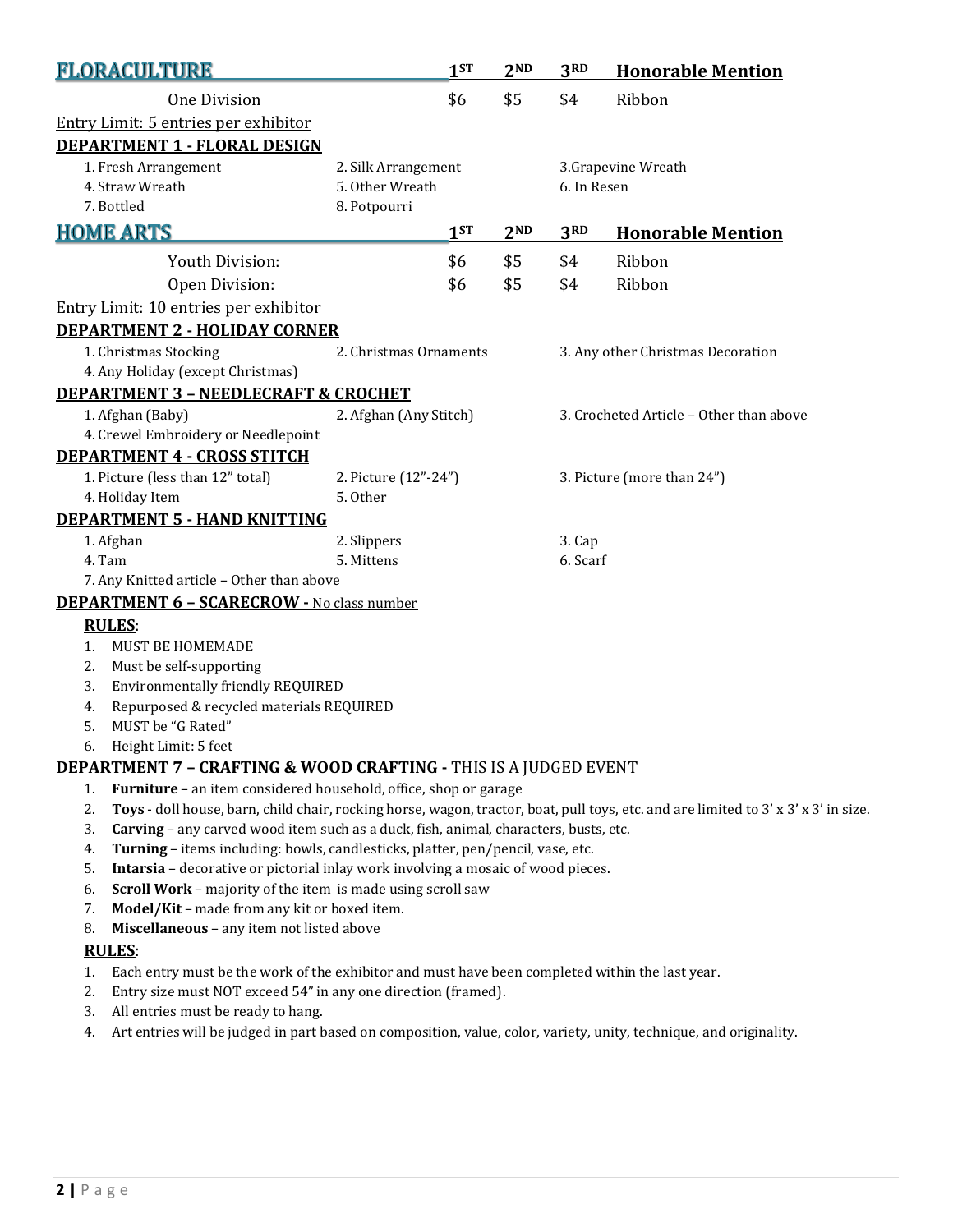## FLORACULTURE

| | 1ST | 2ND | 3RD | Honorable Mention |
|---|---|---|---|---|
| One Division | $6 | $5 | $4 | Ribbon |

Entry Limit: 5 entries per exhibitor

**DEPARTMENT 1 - FLORAL DESIGN**

1. Fresh Arrangement
2. Silk Arrangement
3. Grapevine Wreath
4. Straw Wreath
5. Other Wreath
6. In Resen
7. Bottled
8. Potpourri

## HOME ARTS

| | 1ST | 2ND | 3RD | Honorable Mention |
|---|---|---|---|---|
| Youth Division: | $6 | $5 | $4 | Ribbon |
| Open Division: | $6 | $5 | $4 | Ribbon |

Entry Limit: 10 entries per exhibitor

**DEPARTMENT 2 - HOLIDAY CORNER**

1. Christmas Stocking
2. Christmas Ornaments
3. Any other Christmas Decoration
4. Any Holiday (except Christmas)

**DEPARTMENT 3 – NEEDLECRAFT & CROCHET**

1. Afghan (Baby)
2. Afghan (Any Stitch)
3. Crocheted Article – Other than above
4. Crewel Embroidery or Needlepoint

**DEPARTMENT 4 - CROSS STITCH**

1. Picture (less than 12" total)
2. Picture (12"-24")
3. Picture (more than 24")
4. Holiday Item
5. Other

**DEPARTMENT 5 - HAND KNITTING**

1. Afghan
2. Slippers
3. Cap
4. Tam
5. Mittens
6. Scarf
7. Any Knitted article – Other than above

**DEPARTMENT 6 – SCARECROW -** No class number

**RULES**:

1. MUST BE HOMEMADE
2. Must be self-supporting
3. Environmentally friendly REQUIRED
4. Repurposed & recycled materials REQUIRED
5. MUST be "G Rated"
6. Height Limit: 5 feet

**DEPARTMENT 7 – CRAFTING & WOOD CRAFTING -** THIS IS A JUDGED EVENT

1. **Furniture** – an item considered household, office, shop or garage
2. **Toys** - doll house, barn, child chair, rocking horse, wagon, tractor, boat, pull toys, etc. and are limited to 3' x 3' x 3' in size.
3. **Carving** – any carved wood item such as a duck, fish, animal, characters, busts, etc.
4. **Turning** – items including: bowls, candlesticks, platter, pen/pencil, vase, etc.
5. **Intarsia** – decorative or pictorial inlay work involving a mosaic of wood pieces.
6. **Scroll Work** – majority of the item is made using scroll saw
7. **Model/Kit** – made from any kit or boxed item.
8. **Miscellaneous** – any item not listed above

**RULES**:

1. Each entry must be the work of the exhibitor and must have been completed within the last year.
2. Entry size must NOT exceed 54" in any one direction (framed).
3. All entries must be ready to hang.
4. Art entries will be judged in part based on composition, value, color, variety, unity, technique, and originality.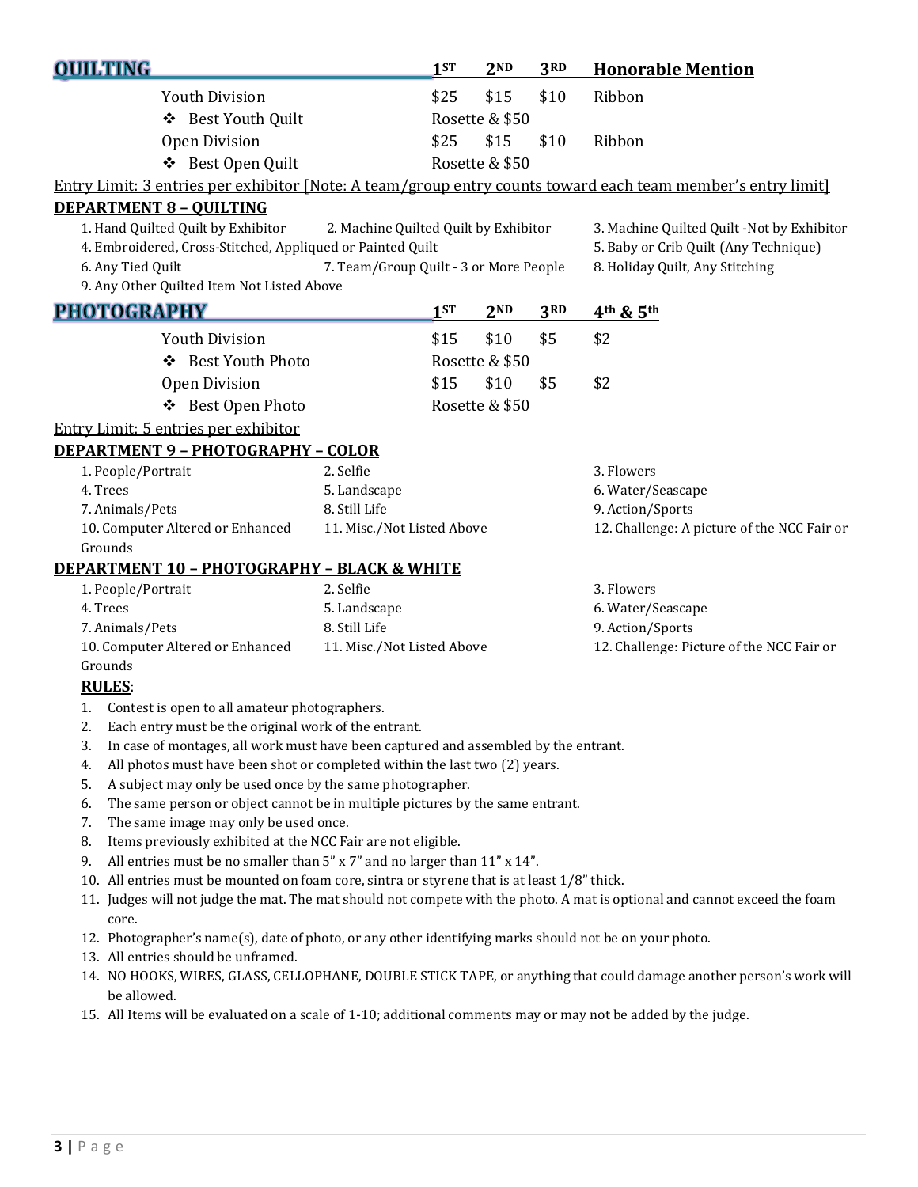## QUILTING

| | 1ST | 2ND | 3RD | Honorable Mention |
|---|---|---|---|---|
| Youth Division | $25 | $15 | $10 | Ribbon |
| ❖ Best Youth Quilt | Rosette & $50 | | | |
| Open Division | $25 | $15 | $10 | Ribbon |
| ❖ Best Open Quilt | Rosette & $50 | | | |

Entry Limit: 3 entries per exhibitor [Note: A team/group entry counts toward each team member's entry limit]

### DEPARTMENT 8 – QUILTING

1. Hand Quilted Quilt by Exhibitor
2. Machine Quilted Quilt by Exhibitor
3. Machine Quilted Quilt -Not by Exhibitor
4. Embroidered, Cross-Stitched, Appliqued or Painted Quilt
5. Baby or Crib Quilt (Any Technique)
6. Any Tied Quilt
7. Team/Group Quilt - 3 or More People
8. Holiday Quilt, Any Stitching
9. Any Other Quilted Item Not Listed Above

## PHOTOGRAPHY

| | 1ST | 2ND | 3RD | 4th & 5th |
|---|---|---|---|---|
| Youth Division | $15 | $10 | $5 | $2 |
| ❖ Best Youth Photo | Rosette & $50 | | | |
| Open Division | $15 | $10 | $5 | $2 |
| ❖ Best Open Photo | Rosette & $50 | | | |

Entry Limit: 5 entries per exhibitor

### DEPARTMENT 9 – PHOTOGRAPHY – COLOR

1. People/Portrait
2. Selfie
3. Flowers
4. Trees
5. Landscape
6. Water/Seascape
7. Animals/Pets
8. Still Life
9. Action/Sports
10. Computer Altered or Enhanced
11. Misc./Not Listed Above
12. Challenge: A picture of the NCC Fair or Grounds

### DEPARTMENT 10 – PHOTOGRAPHY – BLACK & WHITE

1. People/Portrait
2. Selfie
3. Flowers
4. Trees
5. Landscape
6. Water/Seascape
7. Animals/Pets
8. Still Life
9. Action/Sports
10. Computer Altered or Enhanced
11. Misc./Not Listed Above
12. Challenge: Picture of the NCC Fair or Grounds

**RULES**:

1. Contest is open to all amateur photographers.
2. Each entry must be the original work of the entrant.
3. In case of montages, all work must have been captured and assembled by the entrant.
4. All photos must have been shot or completed within the last two (2) years.
5. A subject may only be used once by the same photographer.
6. The same person or object cannot be in multiple pictures by the same entrant.
7. The same image may only be used once.
8. Items previously exhibited at the NCC Fair are not eligible.
9. All entries must be no smaller than 5" x 7" and no larger than 11" x 14".
10. All entries must be mounted on foam core, sintra or styrene that is at least 1/8" thick.
11. Judges will not judge the mat. The mat should not compete with the photo. A mat is optional and cannot exceed the foam core.
12. Photographer's name(s), date of photo, or any other identifying marks should not be on your photo.
13. All entries should be unframed.
14. NO HOOKS, WIRES, GLASS, CELLOPHANE, DOUBLE STICK TAPE, or anything that could damage another person's work will be allowed.
15. All Items will be evaluated on a scale of 1-10; additional comments may or may not be added by the judge.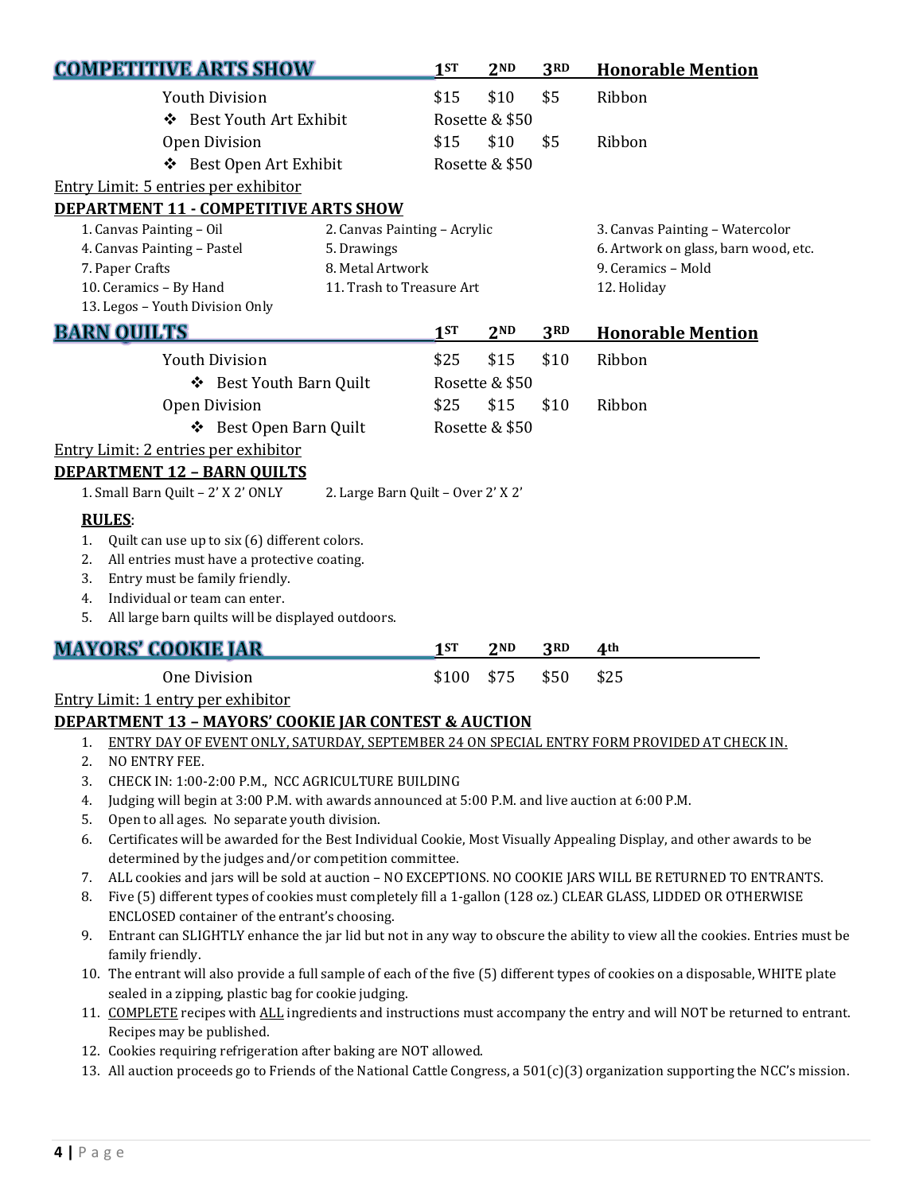## COMPETITIVE ARTS SHOW

| | 1ST | 2ND | 3RD | Honorable Mention |
|---|---|---|---|---|
| Youth Division | $15 | $10 | $5 | Ribbon |
| ❖ Best Youth Art Exhibit | Rosette & $50 | | | |
| Open Division | $15 | $10 | $5 | Ribbon |
| ❖ Best Open Art Exhibit | Rosette & $50 | | | |

Entry Limit: 5 entries per exhibitor

**DEPARTMENT 11 - COMPETITIVE ARTS SHOW**

1. Canvas Painting – Oil
2. Canvas Painting – Acrylic
3. Canvas Painting – Watercolor
4. Canvas Painting – Pastel
5. Drawings
6. Artwork on glass, barn wood, etc.
7. Paper Crafts
8. Metal Artwork
9. Ceramics – Mold
10. Ceramics – By Hand
11. Trash to Treasure Art
12. Holiday
13. Legos – Youth Division Only

## BARN QUILTS

| | 1ST | 2ND | 3RD | Honorable Mention |
|---|---|---|---|---|
| Youth Division | $25 | $15 | $10 | Ribbon |
| ❖ Best Youth Barn Quilt | Rosette & $50 | | | |
| Open Division | $25 | $15 | $10 | Ribbon |
| ❖ Best Open Barn Quilt | Rosette & $50 | | | |

Entry Limit: 2 entries per exhibitor

**DEPARTMENT 12 – BARN QUILTS**

1. Small Barn Quilt – 2' X 2' ONLY
2. Large Barn Quilt – Over 2' X 2'

**RULES**:

1. Quilt can use up to six (6) different colors.
2. All entries must have a protective coating.
3. Entry must be family friendly.
4. Individual or team can enter.
5. All large barn quilts will be displayed outdoors.

## MAYORS' COOKIE JAR

| | 1ST | 2ND | 3RD | 4th |
|---|---|---|---|---|
| One Division | $100 | $75 | $50 | $25 |

Entry Limit: 1 entry per exhibitor

**DEPARTMENT 13 – MAYORS' COOKIE JAR CONTEST & AUCTION**

1. ENTRY DAY OF EVENT ONLY, SATURDAY, SEPTEMBER 24 ON SPECIAL ENTRY FORM PROVIDED AT CHECK IN.
2. NO ENTRY FEE.
3. CHECK IN: 1:00-2:00 P.M., NCC AGRICULTURE BUILDING
4. Judging will begin at 3:00 P.M. with awards announced at 5:00 P.M. and live auction at 6:00 P.M.
5. Open to all ages. No separate youth division.
6. Certificates will be awarded for the Best Individual Cookie, Most Visually Appealing Display, and other awards to be determined by the judges and/or competition committee.
7. ALL cookies and jars will be sold at auction – NO EXCEPTIONS. NO COOKIE JARS WILL BE RETURNED TO ENTRANTS.
8. Five (5) different types of cookies must completely fill a 1-gallon (128 oz.) CLEAR GLASS, LIDDED OR OTHERWISE ENCLOSED container of the entrant's choosing.
9. Entrant can SLIGHTLY enhance the jar lid but not in any way to obscure the ability to view all the cookies. Entries must be family friendly.
10. The entrant will also provide a full sample of each of the five (5) different types of cookies on a disposable, WHITE plate sealed in a zipping, plastic bag for cookie judging.
11. COMPLETE recipes with ALL ingredients and instructions must accompany the entry and will NOT be returned to entrant. Recipes may be published.
12. Cookies requiring refrigeration after baking are NOT allowed.
13. All auction proceeds go to Friends of the National Cattle Congress, a 501(c)(3) organization supporting the NCC's mission.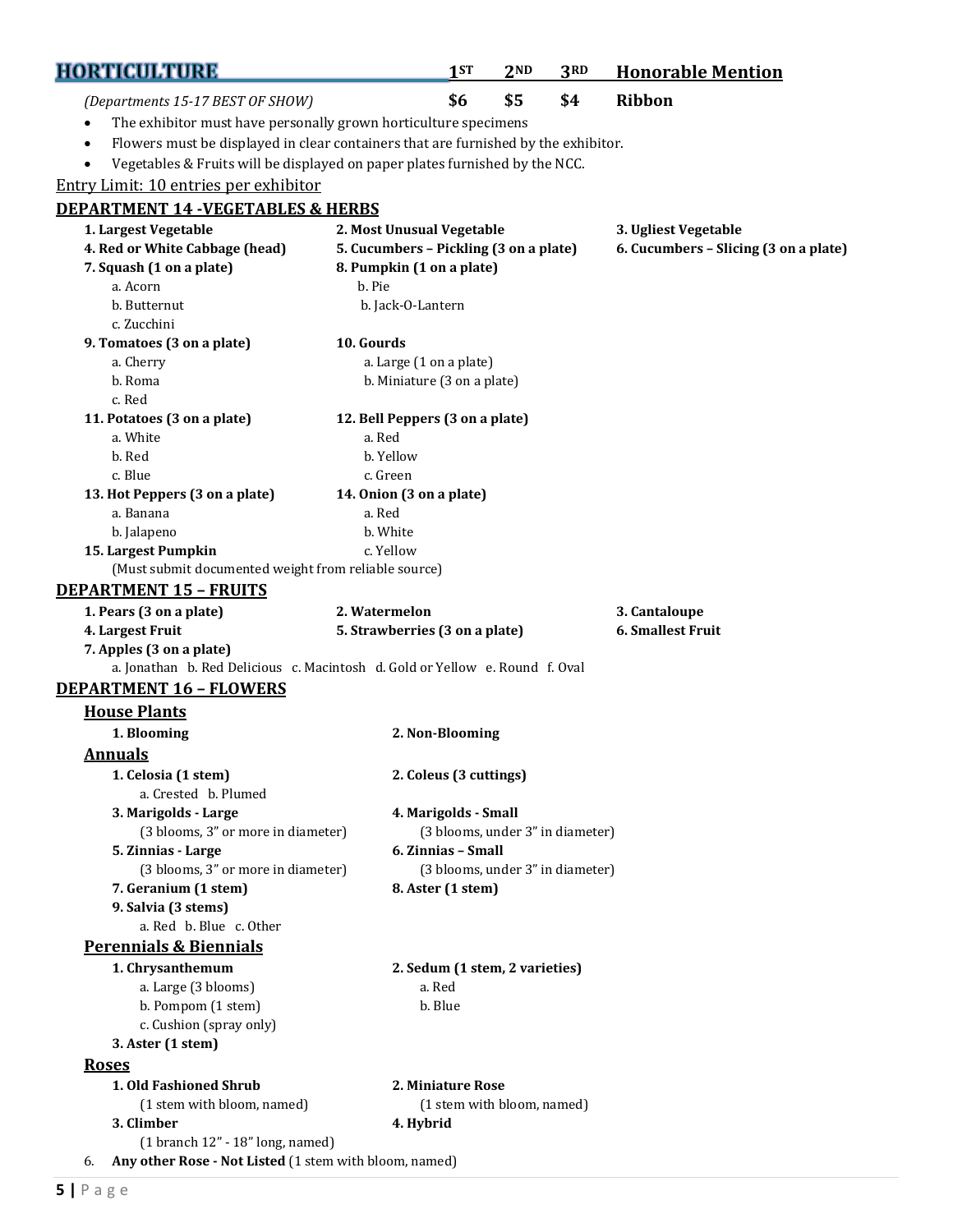## HORTICULTURE

| | 1ST | 2ND | 3RD | Honorable Mention |
|---|---|---|---|---|
| *(Departments 15-17 BEST OF SHOW)* | $6 | $5 | $4 | Ribbon |

- The exhibitor must have personally grown horticulture specimens
- Flowers must be displayed in clear containers that are furnished by the exhibitor.
- Vegetables & Fruits will be displayed on paper plates furnished by the NCC.

Entry Limit: 10 entries per exhibitor

### DEPARTMENT 14 -VEGETABLES & HERBS

**1. Largest Vegetable**

**2. Most Unusual Vegetable**

**3. Ugliest Vegetable**

**4. Red or White Cabbage (head)**

**5. Cucumbers – Pickling (3 on a plate)**

**6. Cucumbers – Slicing (3 on a plate)**

**7. Squash (1 on a plate)**
- a. Acorn
- b. Butternut
- c. Zucchini

**8. Pumpkin (1 on a plate)**
- b. Pie
- b. Jack-O-Lantern

**9. Tomatoes (3 on a plate)**
- a. Cherry
- b. Roma
- c. Red

**10. Gourds**
- a. Large (1 on a plate)
- b. Miniature (3 on a plate)

**11. Potatoes (3 on a plate)**
- a. White
- b. Red
- c. Blue

**12. Bell Peppers (3 on a plate)**
- a. Red
- b. Yellow
- c. Green

**13. Hot Peppers (3 on a plate)**
- a. Banana
- b. Jalapeno

**14. Onion (3 on a plate)**
- a. Red
- b. White
- c. Yellow

**15. Largest Pumpkin**
(Must submit documented weight from reliable source)

### DEPARTMENT 15 – FRUITS

**1. Pears (3 on a plate)**

**2. Watermelon**

**3. Cantaloupe**

**4. Largest Fruit**

**5. Strawberries (3 on a plate)**

**6. Smallest Fruit**

**7. Apples (3 on a plate)**
a. Jonathan b. Red Delicious c. Macintosh d. Gold or Yellow e. Round f. Oval

### DEPARTMENT 16 – FLOWERS

#### House Plants

**1. Blooming**

**2. Non-Blooming**

#### Annuals

**1. Celosia (1 stem)**
a. Crested b. Plumed

**2. Coleus (3 cuttings)**

**3. Marigolds - Large**
(3 blooms, 3" or more in diameter)

**4. Marigolds - Small**
(3 blooms, under 3" in diameter)

**5. Zinnias - Large**
(3 blooms, 3" or more in diameter)

**6. Zinnias – Small**
(3 blooms, under 3" in diameter)

**7. Geranium (1 stem)**

**8. Aster (1 stem)**

**9. Salvia (3 stems)**
a. Red b. Blue c. Other

#### Perennials & Biennials

**1. Chrysanthemum**
- a. Large (3 blooms)
- b. Pompom (1 stem)
- c. Cushion (spray only)

**2. Sedum (1 stem, 2 varieties)**
- a. Red
- b. Blue

**3. Aster (1 stem)**

#### Roses

**1. Old Fashioned Shrub**
(1 stem with bloom, named)

**2. Miniature Rose**
(1 stem with bloom, named)

**3. Climber**
(1 branch 12" - 18" long, named)

**4. Hybrid**

6. **Any other Rose - Not Listed** (1 stem with bloom, named)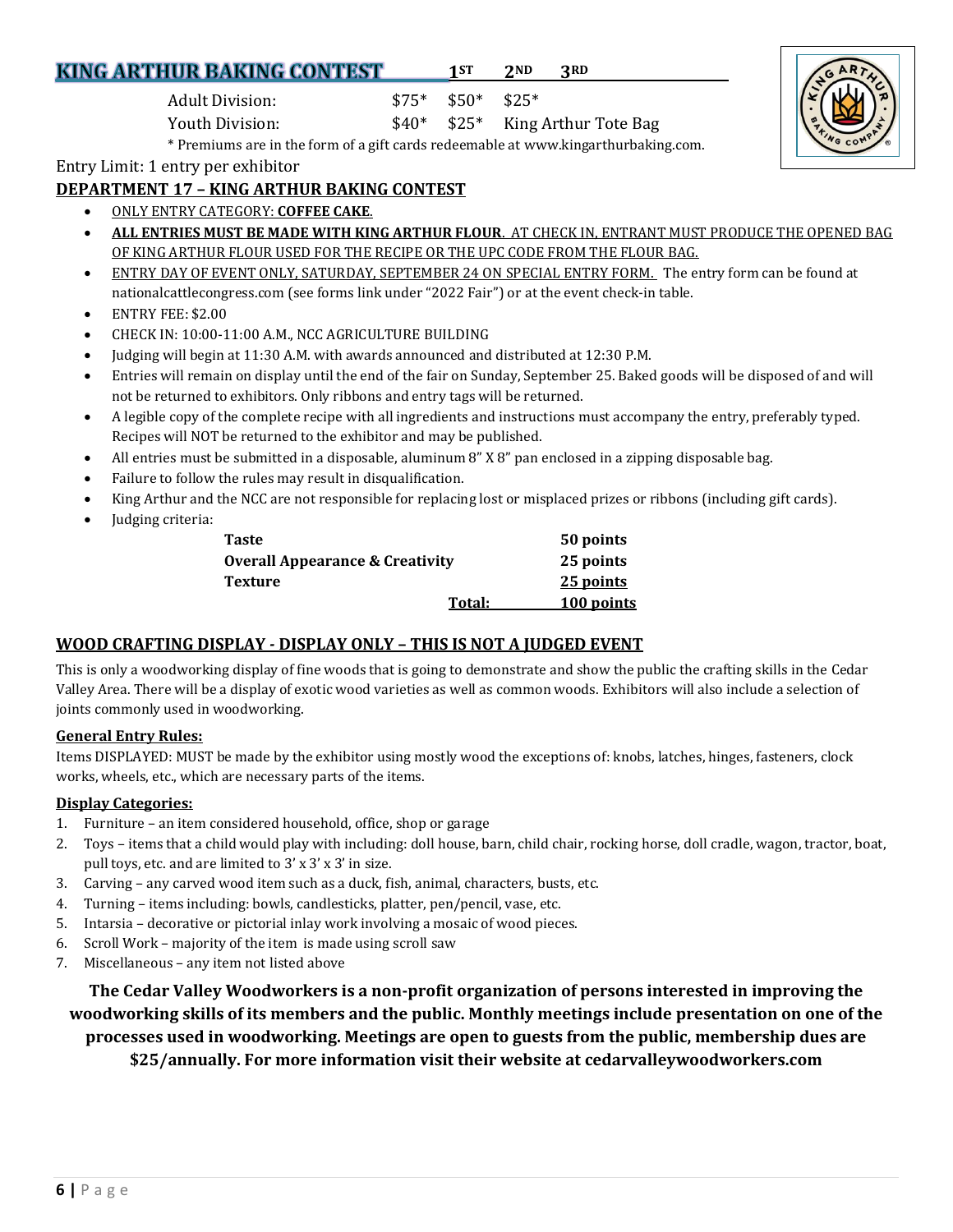## KING ARTHUR BAKING CONTEST

| | 1ST | 2ND | 3RD |
|---|---|---|---|
| Adult Division: | $75* | $50* | $25* |
| Youth Division: | $40* | $25* | King Arthur Tote Bag |

\* Premiums are in the form of a gift cards redeemable at www.kingarthurbaking.com.

Entry Limit: 1 entry per exhibitor

## DEPARTMENT 17 – KING ARTHUR BAKING CONTEST

- ONLY ENTRY CATEGORY: **COFFEE CAKE**.
- **ALL ENTRIES MUST BE MADE WITH KING ARTHUR FLOUR**. AT CHECK IN, ENTRANT MUST PRODUCE THE OPENED BAG OF KING ARTHUR FLOUR USED FOR THE RECIPE OR THE UPC CODE FROM THE FLOUR BAG.
- ENTRY DAY OF EVENT ONLY, SATURDAY, SEPTEMBER 24 ON SPECIAL ENTRY FORM. The entry form can be found at nationalcattlecongress.com (see forms link under "2022 Fair") or at the event check-in table.
- ENTRY FEE: $2.00
- CHECK IN: 10:00-11:00 A.M., NCC AGRICULTURE BUILDING
- Judging will begin at 11:30 A.M. with awards announced and distributed at 12:30 P.M.
- Entries will remain on display until the end of the fair on Sunday, September 25. Baked goods will be disposed of and will not be returned to exhibitors. Only ribbons and entry tags will be returned.
- A legible copy of the complete recipe with all ingredients and instructions must accompany the entry, preferably typed. Recipes will NOT be returned to the exhibitor and may be published.
- All entries must be submitted in a disposable, aluminum 8" X 8" pan enclosed in a zipping disposable bag.
- Failure to follow the rules may result in disqualification.
- King Arthur and the NCC are not responsible for replacing lost or misplaced prizes or ribbons (including gift cards).
- Judging criteria:

| Criteria | Points |
|---|---|
| **Taste** | **50 points** |
| **Overall Appearance & Creativity** | **25 points** |
| **Texture** | **25 points** |
| **Total:** | **100 points** |

## WOOD CRAFTING DISPLAY - DISPLAY ONLY – THIS IS NOT A JUDGED EVENT

This is only a woodworking display of fine woods that is going to demonstrate and show the public the crafting skills in the Cedar Valley Area. There will be a display of exotic wood varieties as well as common woods. Exhibitors will also include a selection of joints commonly used in woodworking.

### General Entry Rules:

Items DISPLAYED: MUST be made by the exhibitor using mostly wood the exceptions of: knobs, latches, hinges, fasteners, clock works, wheels, etc., which are necessary parts of the items.

### Display Categories:

1. Furniture – an item considered household, office, shop or garage
2. Toys – items that a child would play with including: doll house, barn, child chair, rocking horse, doll cradle, wagon, tractor, boat, pull toys, etc. and are limited to 3' x 3' x 3' in size.
3. Carving – any carved wood item such as a duck, fish, animal, characters, busts, etc.
4. Turning – items including: bowls, candlesticks, platter, pen/pencil, vase, etc.
5. Intarsia – decorative or pictorial inlay work involving a mosaic of wood pieces.
6. Scroll Work – majority of the item is made using scroll saw
7. Miscellaneous – any item not listed above

**The Cedar Valley Woodworkers is a non-profit organization of persons interested in improving the woodworking skills of its members and the public. Monthly meetings include presentation on one of the processes used in woodworking. Meetings are open to guests from the public, membership dues are $25/annually. For more information visit their website at cedarvalleywoodworkers.com**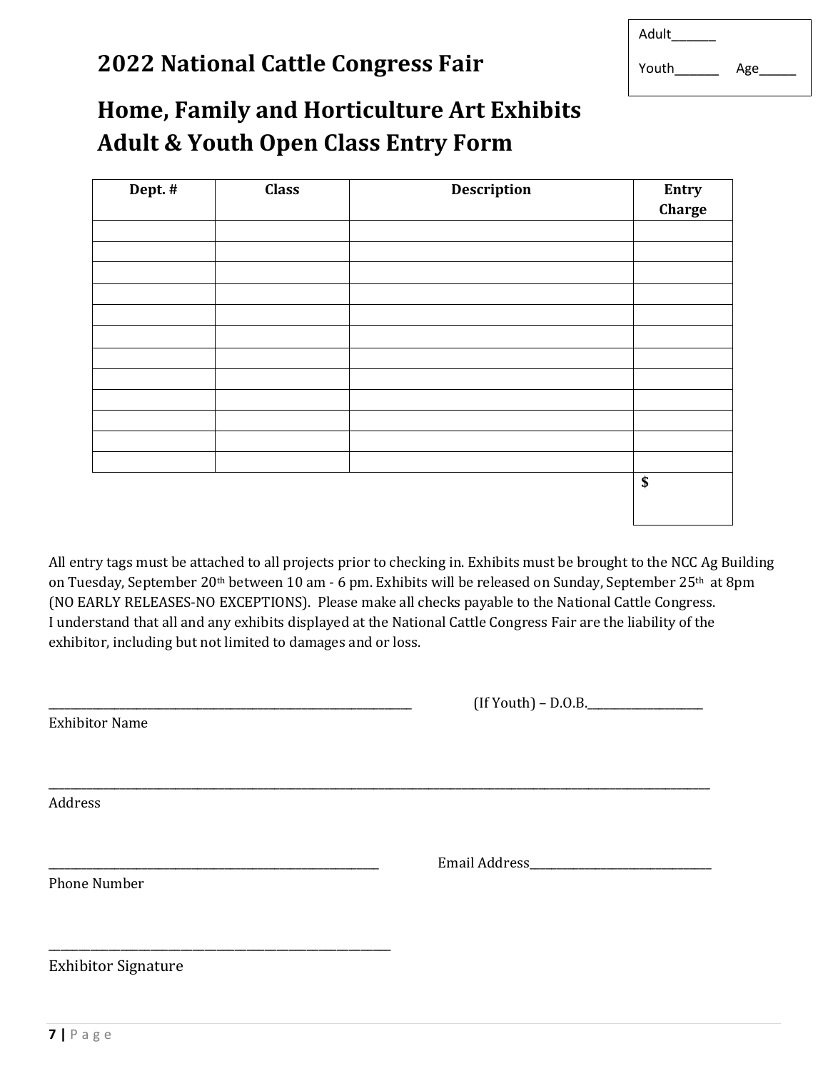Adult______

Youth______ Age_____

# 2022 National Cattle Congress Fair

## Home, Family and Horticulture Art Exhibits
## Adult & Youth Open Class Entry Form

| Dept. # | Class | Description | Entry Charge |
|---|---|---|---|
| | | | |
| | | | |
| | | | |
| | | | |
| | | | |
| | | | |
| | | | |
| | | | |
| | | | |
| | | | |
| | | | |
| | | | |
| | | | $ |

All entry tags must be attached to all projects prior to checking in. Exhibits must be brought to the NCC Ag Building on Tuesday, September 20th between 10 am - 6 pm. Exhibits will be released on Sunday, September 25th at 8pm (NO EARLY RELEASES-NO EXCEPTIONS). Please make all checks payable to the National Cattle Congress.
I understand that all and any exhibits displayed at the National Cattle Congress Fair are the liability of the exhibitor, including but not limited to damages and or loss.

_______________________________________________ (If Youth) – D.O.B.__________________
Exhibitor Name

_____________________________________________________________________________________________
Address

_______________________________________________ Email Address____________________________
Phone Number

_______________________________________________
Exhibitor Signature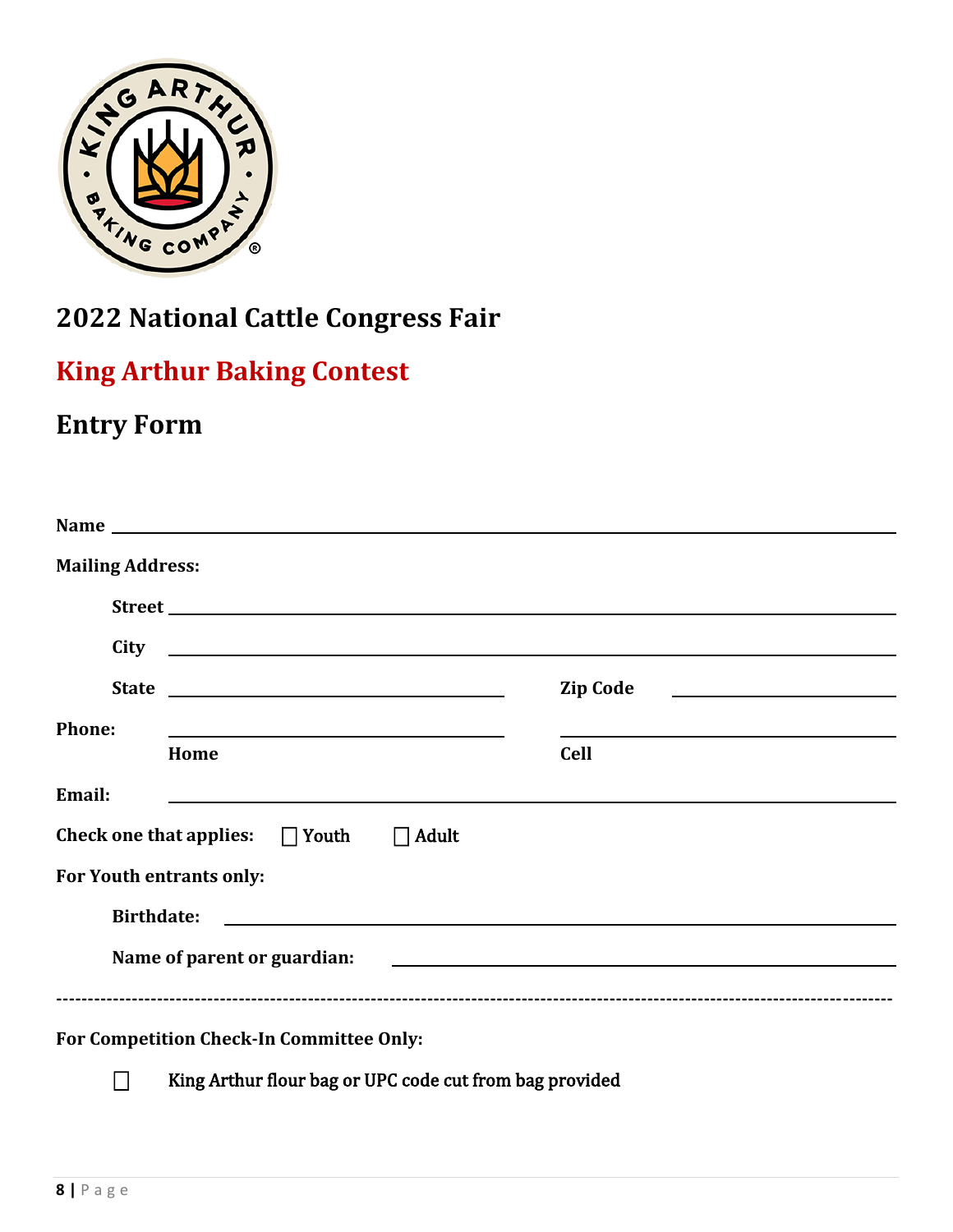## 2022 National Cattle Congress Fair

## King Arthur Baking Contest

## Entry Form

**Name** ______________________________________________

**Mailing Address:**

**Street** ______________________________________________

**City** ______________________________________________

**State** ______________________ **Zip Code** ______________________

**Phone:** ______________________ ______________________

**Home** **Cell**

**Email:** ______________________________________________

**Check one that applies:** ☐ Youth ☐ Adult

**For Youth entrants only:**

**Birthdate:** ______________________________________________

**Name of parent or guardian:** ______________________________________________

---

**For Competition Check-In Committee Only:**

☐ King Arthur flour bag or UPC code cut from bag provided